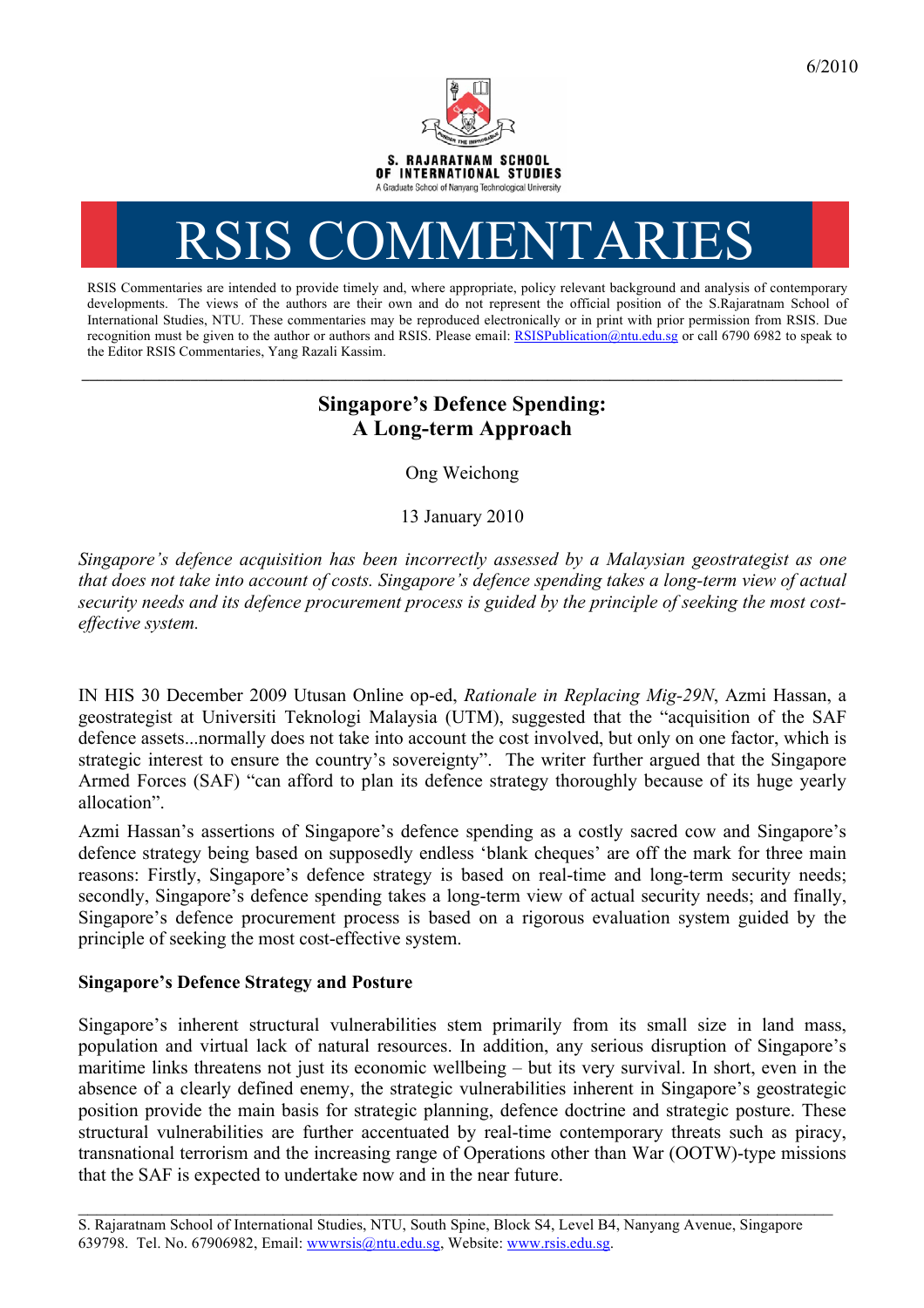6/2010

S. RAJARATNAM SCHOOL OF INTERNATIONAL STUDIES
A Graduate School of Nanyang Technological University

# RSIS COMMENTARIES

RSIS Commentaries are intended to provide timely and, where appropriate, policy relevant background and analysis of contemporary developments. The views of the authors are their own and do not represent the official position of the S.Rajaratnam School of International Studies, NTU. These commentaries may be reproduced electronically or in print with prior permission from RSIS. Due recognition must be given to the author or authors and RSIS. Please email: RSISPublication@ntu.edu.sg or call 6790 6982 to speak to the Editor RSIS Commentaries, Yang Razali Kassim.

---

## Singapore's Defence Spending: A Long-term Approach

Ong Weichong

13 January 2010

*Singapore's defence acquisition has been incorrectly assessed by a Malaysian geostrategist as one that does not take into account of costs. Singapore's defence spending takes a long-term view of actual security needs and its defence procurement process is guided by the principle of seeking the most cost-effective system.*

IN HIS 30 December 2009 Utusan Online op-ed, *Rationale in Replacing Mig-29N*, Azmi Hassan, a geostrategist at Universiti Teknologi Malaysia (UTM), suggested that the "acquisition of the SAF defence assets...normally does not take into account the cost involved, but only on one factor, which is strategic interest to ensure the country's sovereignty". The writer further argued that the Singapore Armed Forces (SAF) "can afford to plan its defence strategy thoroughly because of its huge yearly allocation".

Azmi Hassan's assertions of Singapore's defence spending as a costly sacred cow and Singapore's defence strategy being based on supposedly endless 'blank cheques' are off the mark for three main reasons: Firstly, Singapore's defence strategy is based on real-time and long-term security needs; secondly, Singapore's defence spending takes a long-term view of actual security needs; and finally, Singapore's defence procurement process is based on a rigorous evaluation system guided by the principle of seeking the most cost-effective system.

**Singapore's Defence Strategy and Posture**

Singapore's inherent structural vulnerabilities stem primarily from its small size in land mass, population and virtual lack of natural resources. In addition, any serious disruption of Singapore's maritime links threatens not just its economic wellbeing – but its very survival. In short, even in the absence of a clearly defined enemy, the strategic vulnerabilities inherent in Singapore's geostrategic position provide the main basis for strategic planning, defence doctrine and strategic posture. These structural vulnerabilities are further accentuated by real-time contemporary threats such as piracy, transnational terrorism and the increasing range of Operations other than War (OOTW)-type missions that the SAF is expected to undertake now and in the near future.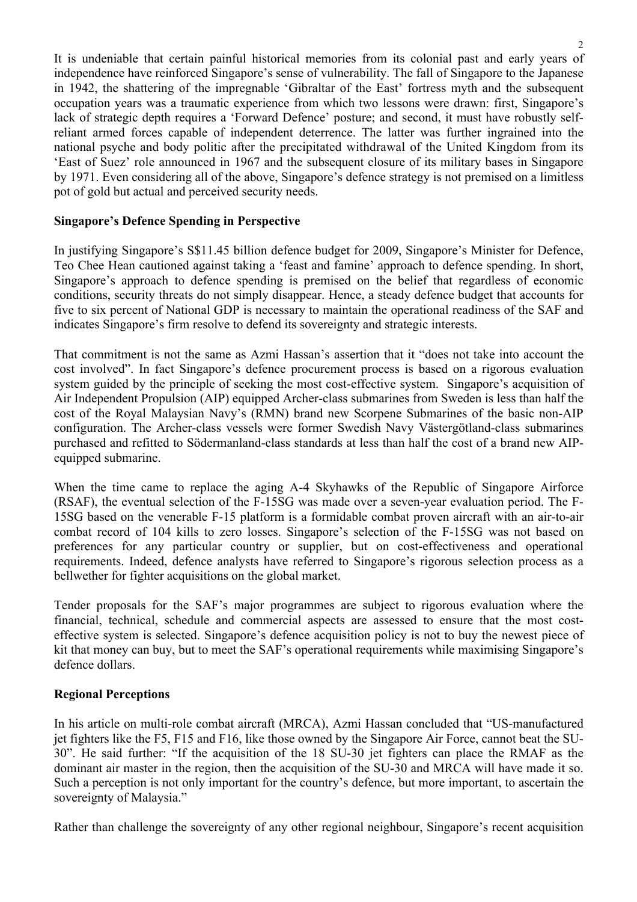It is undeniable that certain painful historical memories from its colonial past and early years of independence have reinforced Singapore's sense of vulnerability. The fall of Singapore to the Japanese in 1942, the shattering of the impregnable 'Gibraltar of the East' fortress myth and the subsequent occupation years was a traumatic experience from which two lessons were drawn: first, Singapore's lack of strategic depth requires a 'Forward Defence' posture; and second, it must have robustly self-reliant armed forces capable of independent deterrence. The latter was further ingrained into the national psyche and body politic after the precipitated withdrawal of the United Kingdom from its 'East of Suez' role announced in 1967 and the subsequent closure of its military bases in Singapore by 1971. Even considering all of the above, Singapore's defence strategy is not premised on a limitless pot of gold but actual and perceived security needs.

**Singapore's Defence Spending in Perspective**

In justifying Singapore's S$11.45 billion defence budget for 2009, Singapore's Minister for Defence, Teo Chee Hean cautioned against taking a 'feast and famine' approach to defence spending. In short, Singapore's approach to defence spending is premised on the belief that regardless of economic conditions, security threats do not simply disappear. Hence, a steady defence budget that accounts for five to six percent of National GDP is necessary to maintain the operational readiness of the SAF and indicates Singapore's firm resolve to defend its sovereignty and strategic interests.

That commitment is not the same as Azmi Hassan's assertion that it "does not take into account the cost involved". In fact Singapore's defence procurement process is based on a rigorous evaluation system guided by the principle of seeking the most cost-effective system. Singapore's acquisition of Air Independent Propulsion (AIP) equipped Archer-class submarines from Sweden is less than half the cost of the Royal Malaysian Navy's (RMN) brand new Scorpene Submarines of the basic non-AIP configuration. The Archer-class vessels were former Swedish Navy Västergötland-class submarines purchased and refitted to Södermanland-class standards at less than half the cost of a brand new AIP-equipped submarine.

When the time came to replace the aging A-4 Skyhawks of the Republic of Singapore Airforce (RSAF), the eventual selection of the F-15SG was made over a seven-year evaluation period. The F-15SG based on the venerable F-15 platform is a formidable combat proven aircraft with an air-to-air combat record of 104 kills to zero losses. Singapore's selection of the F-15SG was not based on preferences for any particular country or supplier, but on cost-effectiveness and operational requirements. Indeed, defence analysts have referred to Singapore's rigorous selection process as a bellwether for fighter acquisitions on the global market.

Tender proposals for the SAF's major programmes are subject to rigorous evaluation where the financial, technical, schedule and commercial aspects are assessed to ensure that the most cost-effective system is selected. Singapore's defence acquisition policy is not to buy the newest piece of kit that money can buy, but to meet the SAF's operational requirements while maximising Singapore's defence dollars.

**Regional Perceptions**

In his article on multi-role combat aircraft (MRCA), Azmi Hassan concluded that "US-manufactured jet fighters like the F5, F15 and F16, like those owned by the Singapore Air Force, cannot beat the SU-30". He said further: "If the acquisition of the 18 SU-30 jet fighters can place the RMAF as the dominant air master in the region, then the acquisition of the SU-30 and MRCA will have made it so. Such a perception is not only important for the country's defence, but more important, to ascertain the sovereignty of Malaysia."

Rather than challenge the sovereignty of any other regional neighbour, Singapore's recent acquisition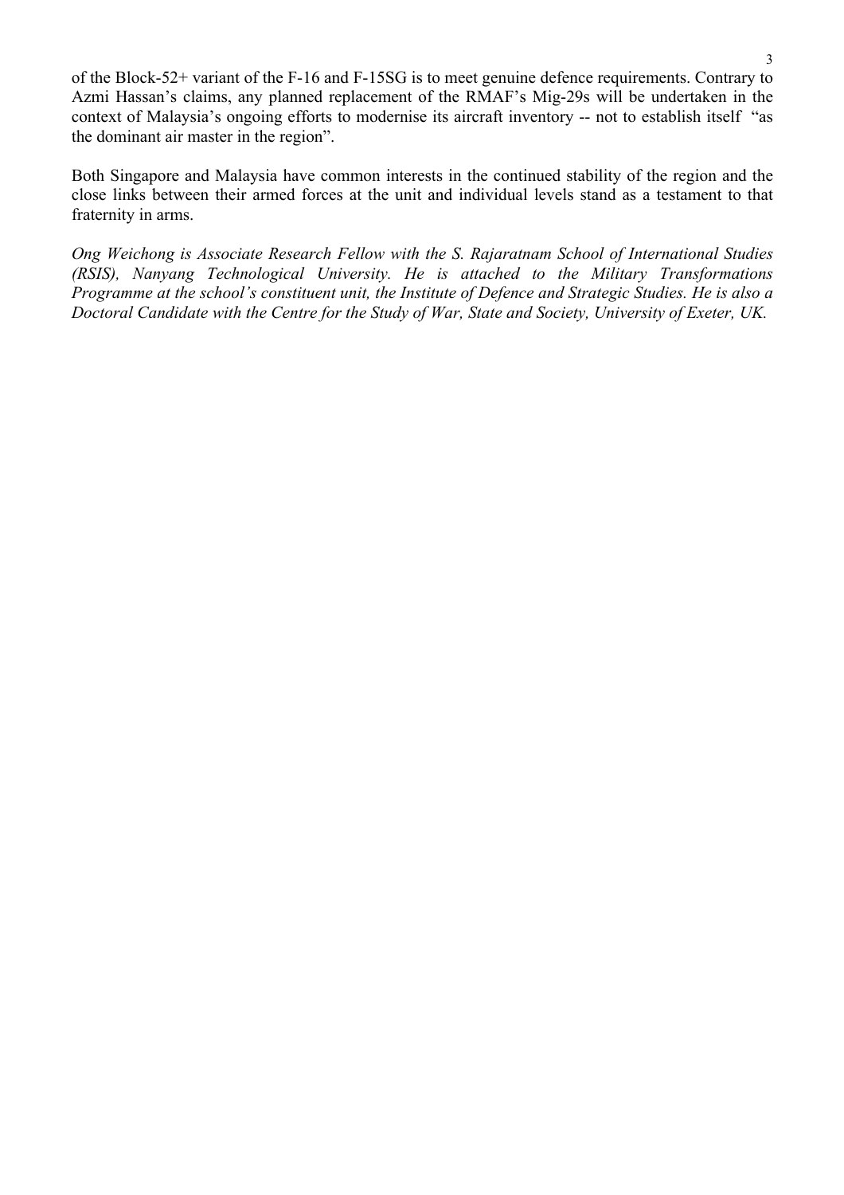of the Block-52+ variant of the F-16 and F-15SG is to meet genuine defence requirements. Contrary to Azmi Hassan's claims, any planned replacement of the RMAF's Mig-29s will be undertaken in the context of Malaysia's ongoing efforts to modernise its aircraft inventory -- not to establish itself "as the dominant air master in the region".

Both Singapore and Malaysia have common interests in the continued stability of the region and the close links between their armed forces at the unit and individual levels stand as a testament to that fraternity in arms.

*Ong Weichong is Associate Research Fellow with the S. Rajaratnam School of International Studies (RSIS), Nanyang Technological University. He is attached to the Military Transformations Programme at the school's constituent unit, the Institute of Defence and Strategic Studies. He is also a Doctoral Candidate with the Centre for the Study of War, State and Society, University of Exeter, UK.*